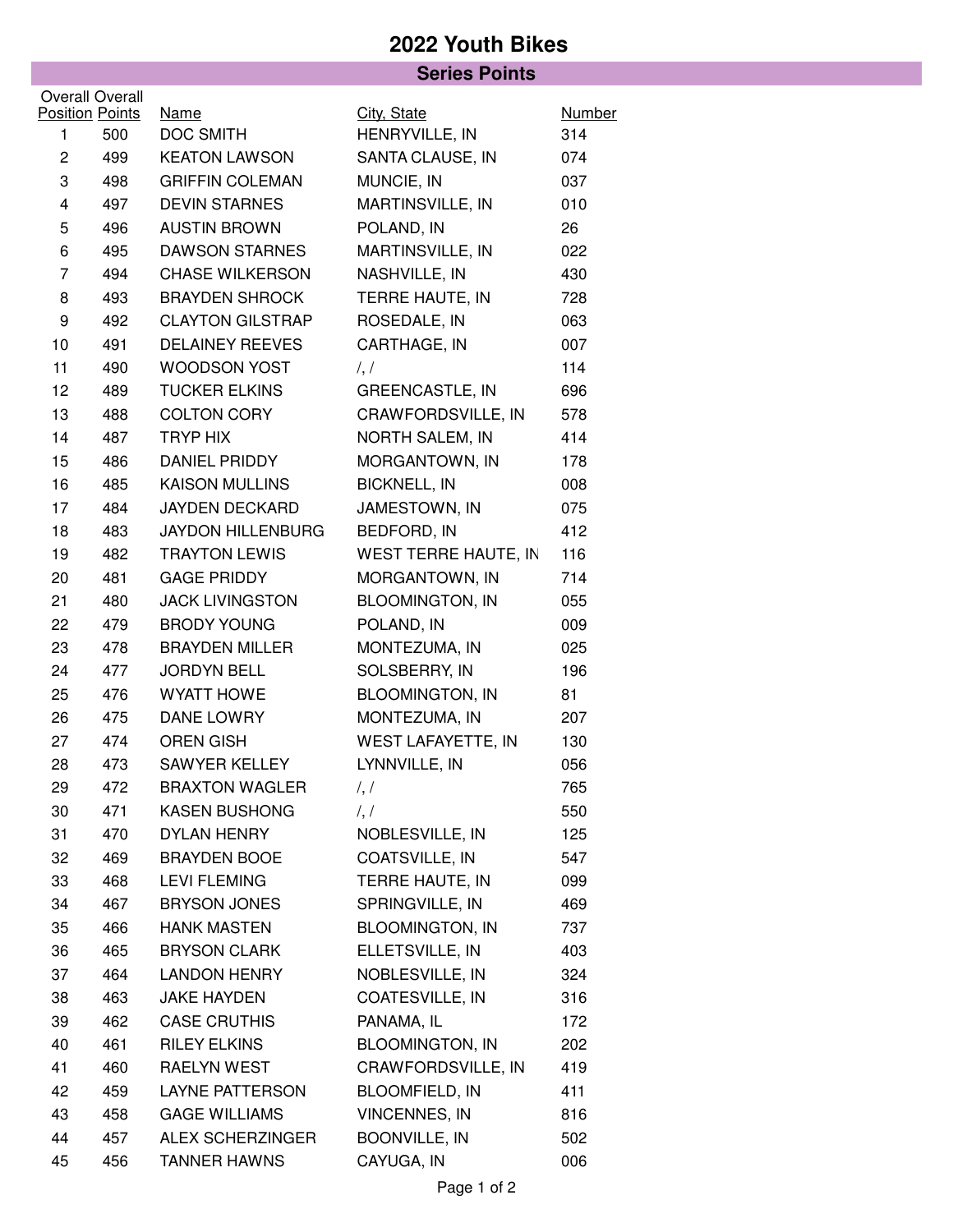# 2022 Youth Bikes

## Series Points

| Overall Position | Overall Points | Name | City, State | Number |
|---|---|---|---|---|
| 1 | 500 | DOC SMITH | HENRYVILLE, IN | 314 |
| 2 | 499 | KEATON LAWSON | SANTA CLAUSE, IN | 074 |
| 3 | 498 | GRIFFIN COLEMAN | MUNCIE, IN | 037 |
| 4 | 497 | DEVIN STARNES | MARTINSVILLE, IN | 010 |
| 5 | 496 | AUSTIN BROWN | POLAND, IN | 26 |
| 6 | 495 | DAWSON STARNES | MARTINSVILLE, IN | 022 |
| 7 | 494 | CHASE WILKERSON | NASHVILLE, IN | 430 |
| 8 | 493 | BRAYDEN SHROCK | TERRE HAUTE, IN | 728 |
| 9 | 492 | CLAYTON GILSTRAP | ROSEDALE, IN | 063 |
| 10 | 491 | DELAINEY REEVES | CARTHAGE, IN | 007 |
| 11 | 490 | WOODSON YOST | /, / | 114 |
| 12 | 489 | TUCKER ELKINS | GREENCASTLE, IN | 696 |
| 13 | 488 | COLTON CORY | CRAWFORDSVILLE, IN | 578 |
| 14 | 487 | TRYP HIX | NORTH SALEM, IN | 414 |
| 15 | 486 | DANIEL PRIDDY | MORGANTOWN, IN | 178 |
| 16 | 485 | KAISON MULLINS | BICKNELL, IN | 008 |
| 17 | 484 | JAYDEN DECKARD | JAMESTOWN, IN | 075 |
| 18 | 483 | JAYDON HILLENBURG | BEDFORD, IN | 412 |
| 19 | 482 | TRAYTON LEWIS | WEST TERRE HAUTE, IN | 116 |
| 20 | 481 | GAGE PRIDDY | MORGANTOWN, IN | 714 |
| 21 | 480 | JACK LIVINGSTON | BLOOMINGTON, IN | 055 |
| 22 | 479 | BRODY YOUNG | POLAND, IN | 009 |
| 23 | 478 | BRAYDEN MILLER | MONTEZUMA, IN | 025 |
| 24 | 477 | JORDYN BELL | SOLSBERRY, IN | 196 |
| 25 | 476 | WYATT HOWE | BLOOMINGTON, IN | 81 |
| 26 | 475 | DANE LOWRY | MONTEZUMA, IN | 207 |
| 27 | 474 | OREN GISH | WEST LAFAYETTE, IN | 130 |
| 28 | 473 | SAWYER KELLEY | LYNNVILLE, IN | 056 |
| 29 | 472 | BRAXTON WAGLER | /, / | 765 |
| 30 | 471 | KASEN BUSHONG | /, / | 550 |
| 31 | 470 | DYLAN HENRY | NOBLESVILLE, IN | 125 |
| 32 | 469 | BRAYDEN BOOE | COATSVILLE, IN | 547 |
| 33 | 468 | LEVI FLEMING | TERRE HAUTE, IN | 099 |
| 34 | 467 | BRYSON JONES | SPRINGVILLE, IN | 469 |
| 35 | 466 | HANK MASTEN | BLOOMINGTON, IN | 737 |
| 36 | 465 | BRYSON CLARK | ELLETSVILLE, IN | 403 |
| 37 | 464 | LANDON HENRY | NOBLESVILLE, IN | 324 |
| 38 | 463 | JAKE HAYDEN | COATESVILLE, IN | 316 |
| 39 | 462 | CASE CRUTHIS | PANAMA, IL | 172 |
| 40 | 461 | RILEY ELKINS | BLOOMINGTON, IN | 202 |
| 41 | 460 | RAELYN WEST | CRAWFORDSVILLE, IN | 419 |
| 42 | 459 | LAYNE PATTERSON | BLOOMFIELD, IN | 411 |
| 43 | 458 | GAGE WILLIAMS | VINCENNES, IN | 816 |
| 44 | 457 | ALEX SCHERZINGER | BOONVILLE, IN | 502 |
| 45 | 456 | TANNER HAWNS | CAYUGA, IN | 006 |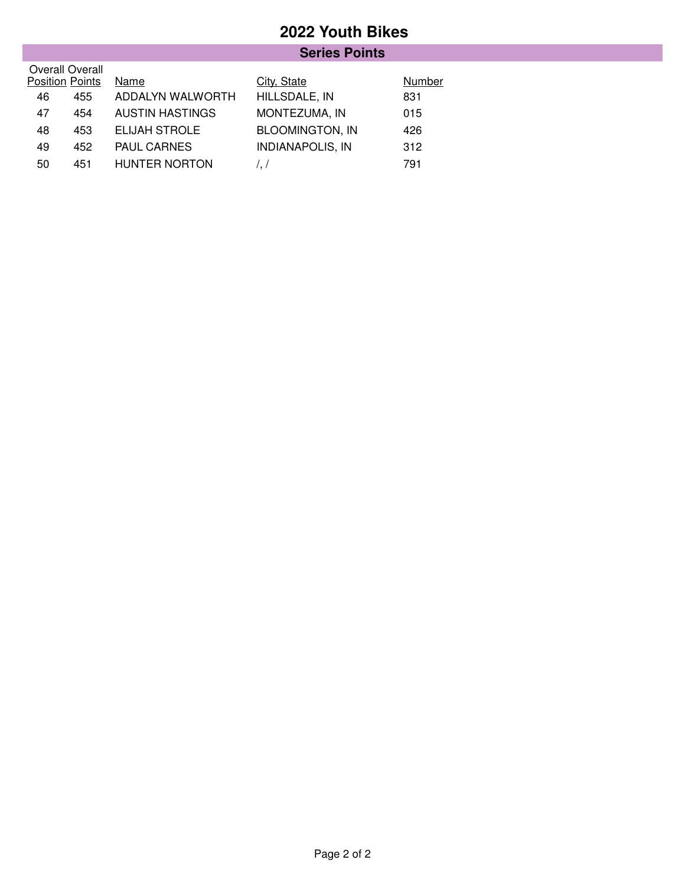# 2022 Youth Bikes

## Series Points

| Overall Position | Overall Points | Name | City, State | Number |
|---|---|---|---|---|
| 46 | 455 | ADDALYN WALWORTH | HILLSDALE, IN | 831 |
| 47 | 454 | AUSTIN HASTINGS | MONTEZUMA, IN | 015 |
| 48 | 453 | ELIJAH STROLE | BLOOMINGTON, IN | 426 |
| 49 | 452 | PAUL CARNES | INDIANAPOLIS, IN | 312 |
| 50 | 451 | HUNTER NORTON | /, / | 791 |